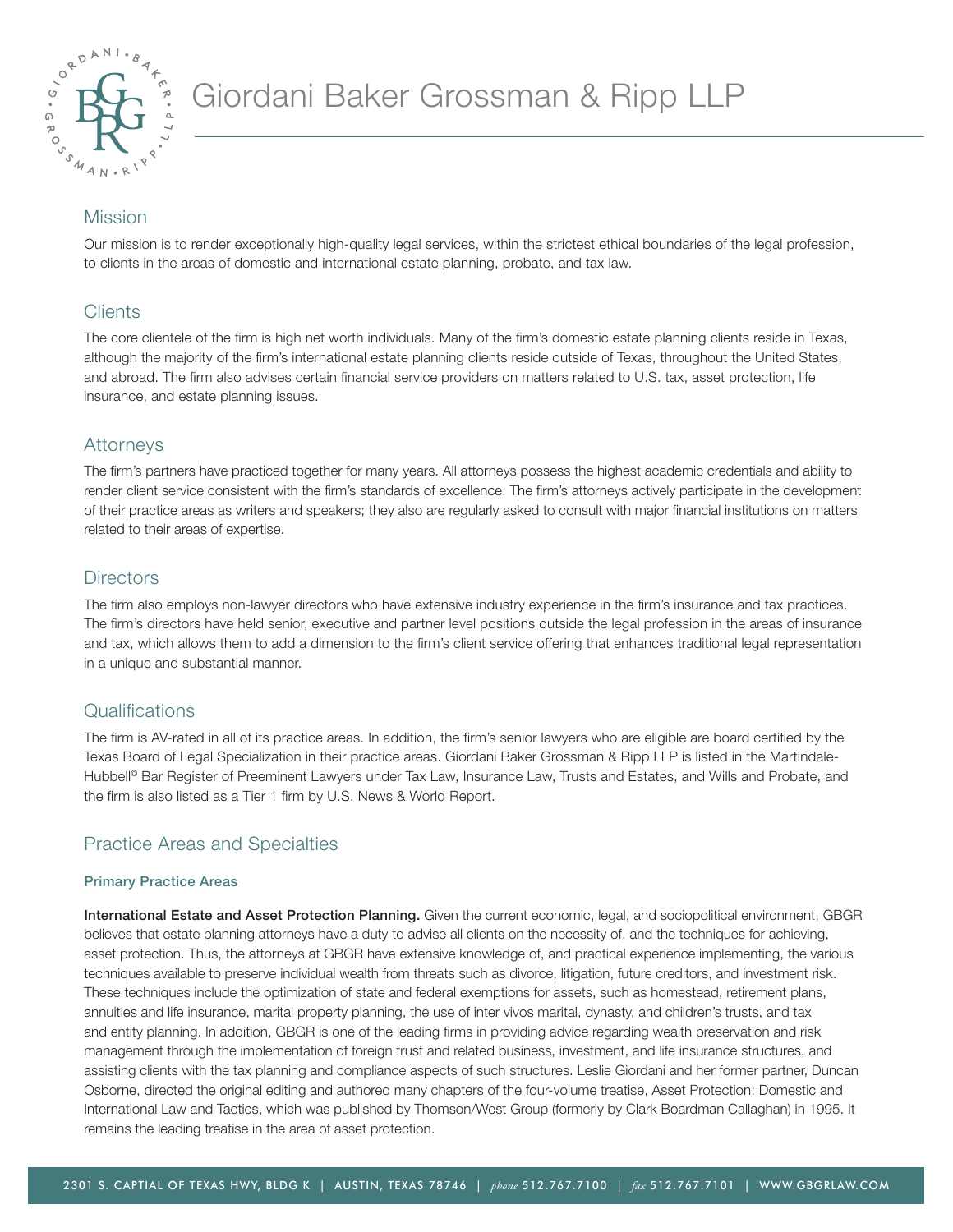# Giordani Baker Grossman & Ripp LLP

## Mission

Our mission is to render exceptionally high-quality legal services, within the strictest ethical boundaries of the legal profession, to clients in the areas of domestic and international estate planning, probate, and tax law.

## Clients

The core clientele of the firm is high net worth individuals. Many of the firm's domestic estate planning clients reside in Texas, although the majority of the firm's international estate planning clients reside outside of Texas, throughout the United States, and abroad. The firm also advises certain financial service providers on matters related to U.S. tax, asset protection, life insurance, and estate planning issues.

## Attorneys

The firm's partners have practiced together for many years. All attorneys possess the highest academic credentials and ability to render client service consistent with the firm's standards of excellence. The firm's attorneys actively participate in the development of their practice areas as writers and speakers; they also are regularly asked to consult with major financial institutions on matters related to their areas of expertise.

## Directors

The firm also employs non-lawyer directors who have extensive industry experience in the firm's insurance and tax practices. The firm's directors have held senior, executive and partner level positions outside the legal profession in the areas of insurance and tax, which allows them to add a dimension to the firm's client service offering that enhances traditional legal representation in a unique and substantial manner.

## Qualifications

The firm is AV-rated in all of its practice areas. In addition, the firm's senior lawyers who are eligible are board certified by the Texas Board of Legal Specialization in their practice areas. Giordani Baker Grossman & Ripp LLP is listed in the Martindale-Hubbell© Bar Register of Preeminent Lawyers under Tax Law, Insurance Law, Trusts and Estates, and Wills and Probate, and the firm is also listed as a Tier 1 firm by U.S. News & World Report.

## Practice Areas and Specialties

### Primary Practice Areas

**International Estate and Asset Protection Planning.** Given the current economic, legal, and sociopolitical environment, GBGR believes that estate planning attorneys have a duty to advise all clients on the necessity of, and the techniques for achieving, asset protection. Thus, the attorneys at GBGR have extensive knowledge of, and practical experience implementing, the various techniques available to preserve individual wealth from threats such as divorce, litigation, future creditors, and investment risk. These techniques include the optimization of state and federal exemptions for assets, such as homestead, retirement plans, annuities and life insurance, marital property planning, the use of inter vivos marital, dynasty, and children's trusts, and tax and entity planning. In addition, GBGR is one of the leading firms in providing advice regarding wealth preservation and risk management through the implementation of foreign trust and related business, investment, and life insurance structures, and assisting clients with the tax planning and compliance aspects of such structures. Leslie Giordani and her former partner, Duncan Osborne, directed the original editing and authored many chapters of the four-volume treatise, Asset Protection: Domestic and International Law and Tactics, which was published by Thomson/West Group (formerly by Clark Boardman Callaghan) in 1995. It remains the leading treatise in the area of asset protection.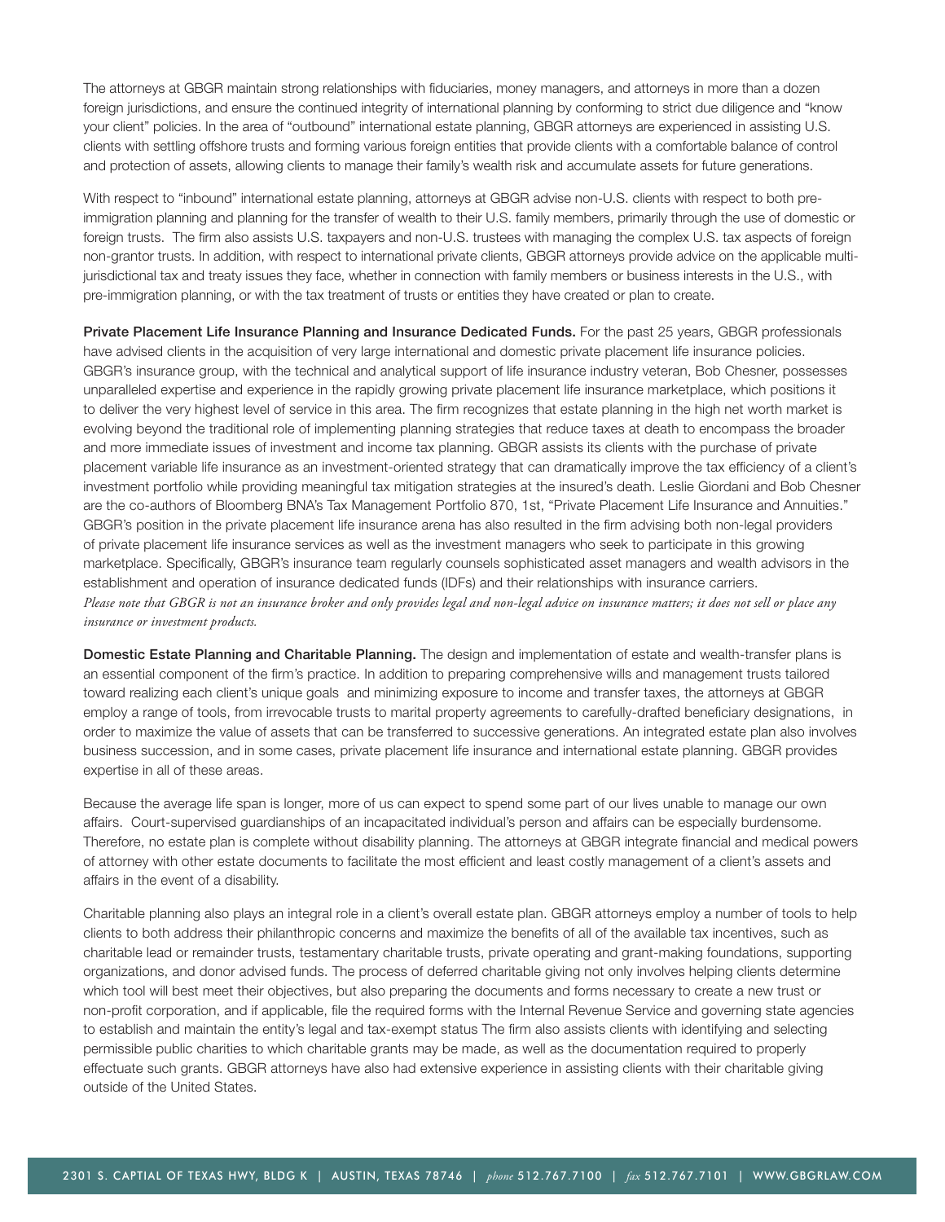The attorneys at GBGR maintain strong relationships with fiduciaries, money managers, and attorneys in more than a dozen foreign jurisdictions, and ensure the continued integrity of international planning by conforming to strict due diligence and "know your client" policies. In the area of "outbound" international estate planning, GBGR attorneys are experienced in assisting U.S. clients with settling offshore trusts and forming various foreign entities that provide clients with a comfortable balance of control and protection of assets, allowing clients to manage their family's wealth risk and accumulate assets for future generations.

With respect to "inbound" international estate planning, attorneys at GBGR advise non-U.S. clients with respect to both pre-immigration planning and planning for the transfer of wealth to their U.S. family members, primarily through the use of domestic or foreign trusts. The firm also assists U.S. taxpayers and non-U.S. trustees with managing the complex U.S. tax aspects of foreign non-grantor trusts. In addition, with respect to international private clients, GBGR attorneys provide advice on the applicable multi-jurisdictional tax and treaty issues they face, whether in connection with family members or business interests in the U.S., with pre-immigration planning, or with the tax treatment of trusts or entities they have created or plan to create.

**Private Placement Life Insurance Planning and Insurance Dedicated Funds.** For the past 25 years, GBGR professionals have advised clients in the acquisition of very large international and domestic private placement life insurance policies. GBGR's insurance group, with the technical and analytical support of life insurance industry veteran, Bob Chesner, possesses unparalleled expertise and experience in the rapidly growing private placement life insurance marketplace, which positions it to deliver the very highest level of service in this area. The firm recognizes that estate planning in the high net worth market is evolving beyond the traditional role of implementing planning strategies that reduce taxes at death to encompass the broader and more immediate issues of investment and income tax planning. GBGR assists its clients with the purchase of private placement variable life insurance as an investment-oriented strategy that can dramatically improve the tax efficiency of a client's investment portfolio while providing meaningful tax mitigation strategies at the insured's death. Leslie Giordani and Bob Chesner are the co-authors of Bloomberg BNA's Tax Management Portfolio 870, 1st, "Private Placement Life Insurance and Annuities." GBGR's position in the private placement life insurance arena has also resulted in the firm advising both non-legal providers of private placement life insurance services as well as the investment managers who seek to participate in this growing marketplace. Specifically, GBGR's insurance team regularly counsels sophisticated asset managers and wealth advisors in the establishment and operation of insurance dedicated funds (IDFs) and their relationships with insurance carriers.
*Please note that GBGR is not an insurance broker and only provides legal and non-legal advice on insurance matters; it does not sell or place any insurance or investment products.*

**Domestic Estate Planning and Charitable Planning.** The design and implementation of estate and wealth-transfer plans is an essential component of the firm's practice. In addition to preparing comprehensive wills and management trusts tailored toward realizing each client's unique goals and minimizing exposure to income and transfer taxes, the attorneys at GBGR employ a range of tools, from irrevocable trusts to marital property agreements to carefully-drafted beneficiary designations, in order to maximize the value of assets that can be transferred to successive generations. An integrated estate plan also involves business succession, and in some cases, private placement life insurance and international estate planning. GBGR provides expertise in all of these areas.

Because the average life span is longer, more of us can expect to spend some part of our lives unable to manage our own affairs. Court-supervised guardianships of an incapacitated individual's person and affairs can be especially burdensome. Therefore, no estate plan is complete without disability planning. The attorneys at GBGR integrate financial and medical powers of attorney with other estate documents to facilitate the most efficient and least costly management of a client's assets and affairs in the event of a disability.

Charitable planning also plays an integral role in a client's overall estate plan. GBGR attorneys employ a number of tools to help clients to both address their philanthropic concerns and maximize the benefits of all of the available tax incentives, such as charitable lead or remainder trusts, testamentary charitable trusts, private operating and grant-making foundations, supporting organizations, and donor advised funds. The process of deferred charitable giving not only involves helping clients determine which tool will best meet their objectives, but also preparing the documents and forms necessary to create a new trust or non-profit corporation, and if applicable, file the required forms with the Internal Revenue Service and governing state agencies to establish and maintain the entity's legal and tax-exempt status The firm also assists clients with identifying and selecting permissible public charities to which charitable grants may be made, as well as the documentation required to properly effectuate such grants. GBGR attorneys have also had extensive experience in assisting clients with their charitable giving outside of the United States.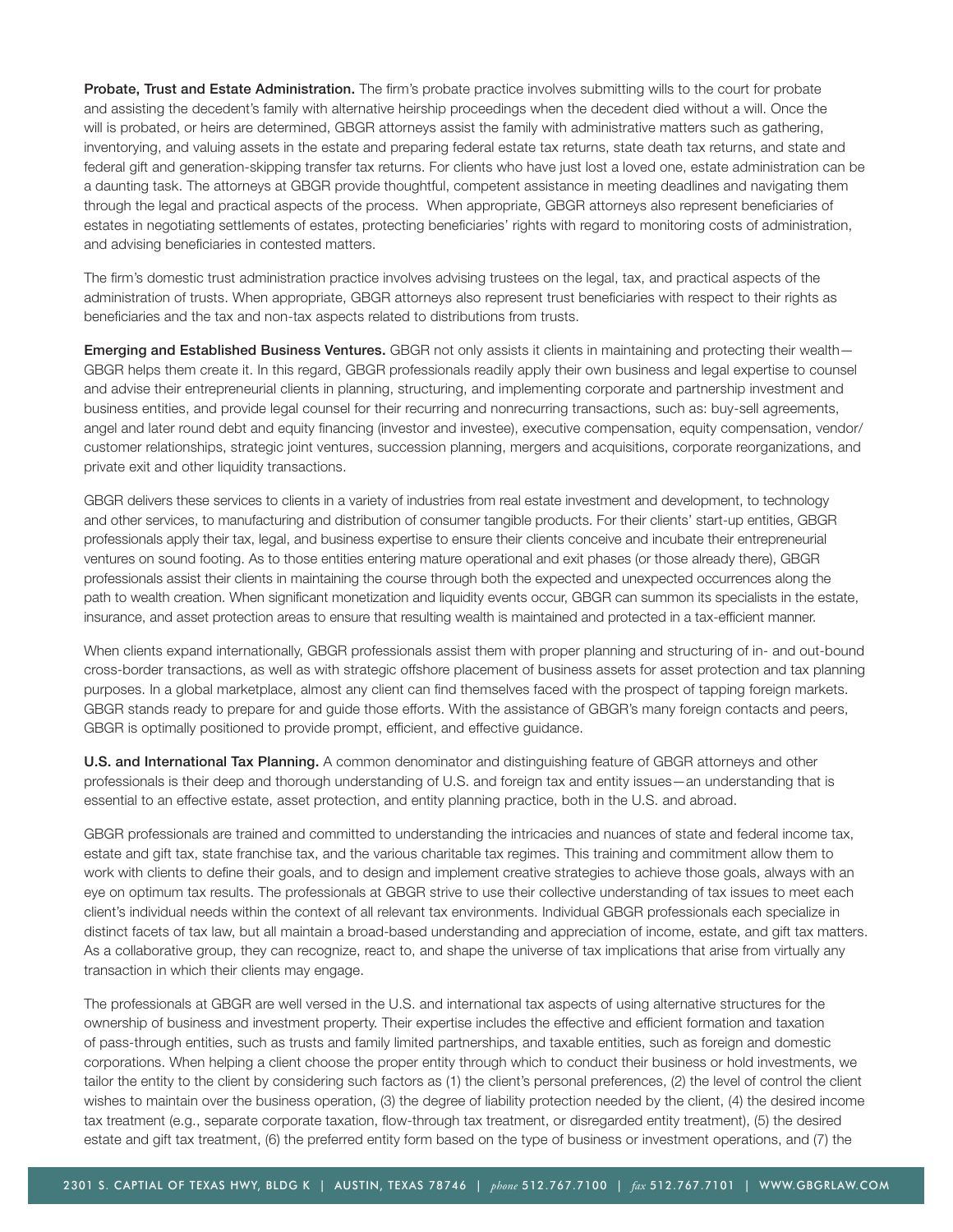**Probate, Trust and Estate Administration.** The firm's probate practice involves submitting wills to the court for probate and assisting the decedent's family with alternative heirship proceedings when the decedent died without a will. Once the will is probated, or heirs are determined, GBGR attorneys assist the family with administrative matters such as gathering, inventorying, and valuing assets in the estate and preparing federal estate tax returns, state death tax returns, and state and federal gift and generation-skipping transfer tax returns. For clients who have just lost a loved one, estate administration can be a daunting task. The attorneys at GBGR provide thoughtful, competent assistance in meeting deadlines and navigating them through the legal and practical aspects of the process. When appropriate, GBGR attorneys also represent beneficiaries of estates in negotiating settlements of estates, protecting beneficiaries' rights with regard to monitoring costs of administration, and advising beneficiaries in contested matters.

The firm's domestic trust administration practice involves advising trustees on the legal, tax, and practical aspects of the administration of trusts. When appropriate, GBGR attorneys also represent trust beneficiaries with respect to their rights as beneficiaries and the tax and non-tax aspects related to distributions from trusts.

**Emerging and Established Business Ventures.** GBGR not only assists it clients in maintaining and protecting their wealth—GBGR helps them create it. In this regard, GBGR professionals readily apply their own business and legal expertise to counsel and advise their entrepreneurial clients in planning, structuring, and implementing corporate and partnership investment and business entities, and provide legal counsel for their recurring and nonrecurring transactions, such as: buy-sell agreements, angel and later round debt and equity financing (investor and investee), executive compensation, equity compensation, vendor/customer relationships, strategic joint ventures, succession planning, mergers and acquisitions, corporate reorganizations, and private exit and other liquidity transactions.

GBGR delivers these services to clients in a variety of industries from real estate investment and development, to technology and other services, to manufacturing and distribution of consumer tangible products. For their clients' start-up entities, GBGR professionals apply their tax, legal, and business expertise to ensure their clients conceive and incubate their entrepreneurial ventures on sound footing. As to those entities entering mature operational and exit phases (or those already there), GBGR professionals assist their clients in maintaining the course through both the expected and unexpected occurrences along the path to wealth creation. When significant monetization and liquidity events occur, GBGR can summon its specialists in the estate, insurance, and asset protection areas to ensure that resulting wealth is maintained and protected in a tax-efficient manner.

When clients expand internationally, GBGR professionals assist them with proper planning and structuring of in- and out-bound cross-border transactions, as well as with strategic offshore placement of business assets for asset protection and tax planning purposes. In a global marketplace, almost any client can find themselves faced with the prospect of tapping foreign markets. GBGR stands ready to prepare for and guide those efforts. With the assistance of GBGR's many foreign contacts and peers, GBGR is optimally positioned to provide prompt, efficient, and effective guidance.

**U.S. and International Tax Planning.** A common denominator and distinguishing feature of GBGR attorneys and other professionals is their deep and thorough understanding of U.S. and foreign tax and entity issues—an understanding that is essential to an effective estate, asset protection, and entity planning practice, both in the U.S. and abroad.

GBGR professionals are trained and committed to understanding the intricacies and nuances of state and federal income tax, estate and gift tax, state franchise tax, and the various charitable tax regimes. This training and commitment allow them to work with clients to define their goals, and to design and implement creative strategies to achieve those goals, always with an eye on optimum tax results. The professionals at GBGR strive to use their collective understanding of tax issues to meet each client's individual needs within the context of all relevant tax environments. Individual GBGR professionals each specialize in distinct facets of tax law, but all maintain a broad-based understanding and appreciation of income, estate, and gift tax matters. As a collaborative group, they can recognize, react to, and shape the universe of tax implications that arise from virtually any transaction in which their clients may engage.

The professionals at GBGR are well versed in the U.S. and international tax aspects of using alternative structures for the ownership of business and investment property. Their expertise includes the effective and efficient formation and taxation of pass-through entities, such as trusts and family limited partnerships, and taxable entities, such as foreign and domestic corporations. When helping a client choose the proper entity through which to conduct their business or hold investments, we tailor the entity to the client by considering such factors as (1) the client's personal preferences, (2) the level of control the client wishes to maintain over the business operation, (3) the degree of liability protection needed by the client, (4) the desired income tax treatment (e.g., separate corporate taxation, flow-through tax treatment, or disregarded entity treatment), (5) the desired estate and gift tax treatment, (6) the preferred entity form based on the type of business or investment operations, and (7) the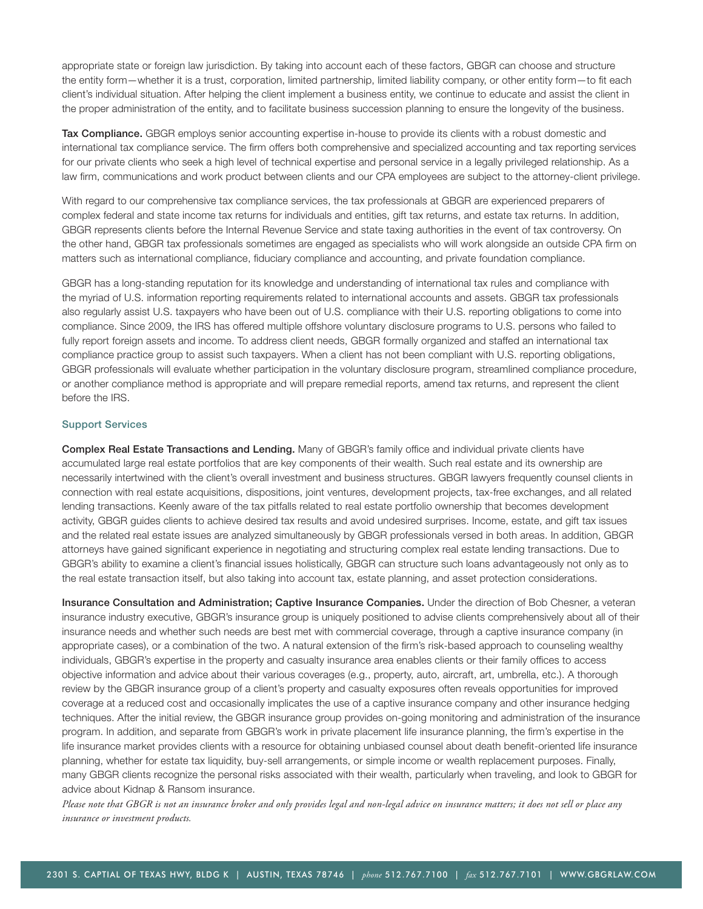appropriate state or foreign law jurisdiction. By taking into account each of these factors, GBGR can choose and structure the entity form—whether it is a trust, corporation, limited partnership, limited liability company, or other entity form—to fit each client's individual situation. After helping the client implement a business entity, we continue to educate and assist the client in the proper administration of the entity, and to facilitate business succession planning to ensure the longevity of the business.

**Tax Compliance.** GBGR employs senior accounting expertise in-house to provide its clients with a robust domestic and international tax compliance service. The firm offers both comprehensive and specialized accounting and tax reporting services for our private clients who seek a high level of technical expertise and personal service in a legally privileged relationship. As a law firm, communications and work product between clients and our CPA employees are subject to the attorney-client privilege.

With regard to our comprehensive tax compliance services, the tax professionals at GBGR are experienced preparers of complex federal and state income tax returns for individuals and entities, gift tax returns, and estate tax returns. In addition, GBGR represents clients before the Internal Revenue Service and state taxing authorities in the event of tax controversy. On the other hand, GBGR tax professionals sometimes are engaged as specialists who will work alongside an outside CPA firm on matters such as international compliance, fiduciary compliance and accounting, and private foundation compliance.

GBGR has a long-standing reputation for its knowledge and understanding of international tax rules and compliance with the myriad of U.S. information reporting requirements related to international accounts and assets. GBGR tax professionals also regularly assist U.S. taxpayers who have been out of U.S. compliance with their U.S. reporting obligations to come into compliance. Since 2009, the IRS has offered multiple offshore voluntary disclosure programs to U.S. persons who failed to fully report foreign assets and income. To address client needs, GBGR formally organized and staffed an international tax compliance practice group to assist such taxpayers. When a client has not been compliant with U.S. reporting obligations, GBGR professionals will evaluate whether participation in the voluntary disclosure program, streamlined compliance procedure, or another compliance method is appropriate and will prepare remedial reports, amend tax returns, and represent the client before the IRS.

### Support Services

**Complex Real Estate Transactions and Lending.** Many of GBGR's family office and individual private clients have accumulated large real estate portfolios that are key components of their wealth. Such real estate and its ownership are necessarily intertwined with the client's overall investment and business structures. GBGR lawyers frequently counsel clients in connection with real estate acquisitions, dispositions, joint ventures, development projects, tax-free exchanges, and all related lending transactions. Keenly aware of the tax pitfalls related to real estate portfolio ownership that becomes development activity, GBGR guides clients to achieve desired tax results and avoid undesired surprises. Income, estate, and gift tax issues and the related real estate issues are analyzed simultaneously by GBGR professionals versed in both areas. In addition, GBGR attorneys have gained significant experience in negotiating and structuring complex real estate lending transactions. Due to GBGR's ability to examine a client's financial issues holistically, GBGR can structure such loans advantageously not only as to the real estate transaction itself, but also taking into account tax, estate planning, and asset protection considerations.

**Insurance Consultation and Administration; Captive Insurance Companies.** Under the direction of Bob Chesner, a veteran insurance industry executive, GBGR's insurance group is uniquely positioned to advise clients comprehensively about all of their insurance needs and whether such needs are best met with commercial coverage, through a captive insurance company (in appropriate cases), or a combination of the two. A natural extension of the firm's risk-based approach to counseling wealthy individuals, GBGR's expertise in the property and casualty insurance area enables clients or their family offices to access objective information and advice about their various coverages (e.g., property, auto, aircraft, art, umbrella, etc.). A thorough review by the GBGR insurance group of a client's property and casualty exposures often reveals opportunities for improved coverage at a reduced cost and occasionally implicates the use of a captive insurance company and other insurance hedging techniques. After the initial review, the GBGR insurance group provides on-going monitoring and administration of the insurance program. In addition, and separate from GBGR's work in private placement life insurance planning, the firm's expertise in the life insurance market provides clients with a resource for obtaining unbiased counsel about death benefit-oriented life insurance planning, whether for estate tax liquidity, buy-sell arrangements, or simple income or wealth replacement purposes. Finally, many GBGR clients recognize the personal risks associated with their wealth, particularly when traveling, and look to GBGR for advice about Kidnap & Ransom insurance.

*Please note that GBGR is not an insurance broker and only provides legal and non-legal advice on insurance matters; it does not sell or place any insurance or investment products.*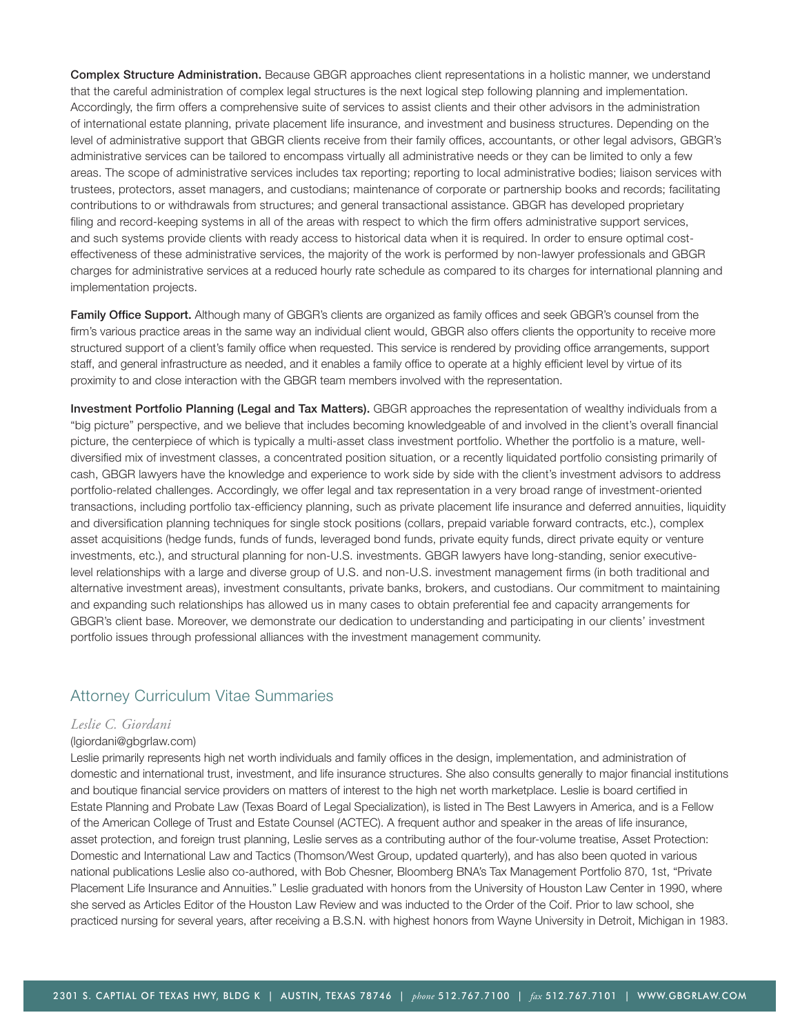**Complex Structure Administration.** Because GBGR approaches client representations in a holistic manner, we understand that the careful administration of complex legal structures is the next logical step following planning and implementation. Accordingly, the firm offers a comprehensive suite of services to assist clients and their other advisors in the administration of international estate planning, private placement life insurance, and investment and business structures. Depending on the level of administrative support that GBGR clients receive from their family offices, accountants, or other legal advisors, GBGR's administrative services can be tailored to encompass virtually all administrative needs or they can be limited to only a few areas. The scope of administrative services includes tax reporting; reporting to local administrative bodies; liaison services with trustees, protectors, asset managers, and custodians; maintenance of corporate or partnership books and records; facilitating contributions to or withdrawals from structures; and general transactional assistance. GBGR has developed proprietary filing and record-keeping systems in all of the areas with respect to which the firm offers administrative support services, and such systems provide clients with ready access to historical data when it is required. In order to ensure optimal cost-effectiveness of these administrative services, the majority of the work is performed by non-lawyer professionals and GBGR charges for administrative services at a reduced hourly rate schedule as compared to its charges for international planning and implementation projects.

**Family Office Support.** Although many of GBGR's clients are organized as family offices and seek GBGR's counsel from the firm's various practice areas in the same way an individual client would, GBGR also offers clients the opportunity to receive more structured support of a client's family office when requested. This service is rendered by providing office arrangements, support staff, and general infrastructure as needed, and it enables a family office to operate at a highly efficient level by virtue of its proximity to and close interaction with the GBGR team members involved with the representation.

**Investment Portfolio Planning (Legal and Tax Matters).** GBGR approaches the representation of wealthy individuals from a "big picture" perspective, and we believe that includes becoming knowledgeable of and involved in the client's overall financial picture, the centerpiece of which is typically a multi-asset class investment portfolio. Whether the portfolio is a mature, well-diversified mix of investment classes, a concentrated position situation, or a recently liquidated portfolio consisting primarily of cash, GBGR lawyers have the knowledge and experience to work side by side with the client's investment advisors to address portfolio-related challenges. Accordingly, we offer legal and tax representation in a very broad range of investment-oriented transactions, including portfolio tax-efficiency planning, such as private placement life insurance and deferred annuities, liquidity and diversification planning techniques for single stock positions (collars, prepaid variable forward contracts, etc.), complex asset acquisitions (hedge funds, funds of funds, leveraged bond funds, private equity funds, direct private equity or venture investments, etc.), and structural planning for non-U.S. investments. GBGR lawyers have long-standing, senior executive-level relationships with a large and diverse group of U.S. and non-U.S. investment management firms (in both traditional and alternative investment areas), investment consultants, private banks, brokers, and custodians. Our commitment to maintaining and expanding such relationships has allowed us in many cases to obtain preferential fee and capacity arrangements for GBGR's client base. Moreover, we demonstrate our dedication to understanding and participating in our clients' investment portfolio issues through professional alliances with the investment management community.

## Attorney Curriculum Vitae Summaries

### *Leslie C. Giordani*

(lgiordani@gbgrlaw.com)

Leslie primarily represents high net worth individuals and family offices in the design, implementation, and administration of domestic and international trust, investment, and life insurance structures. She also consults generally to major financial institutions and boutique financial service providers on matters of interest to the high net worth marketplace. Leslie is board certified in Estate Planning and Probate Law (Texas Board of Legal Specialization), is listed in The Best Lawyers in America, and is a Fellow of the American College of Trust and Estate Counsel (ACTEC). A frequent author and speaker in the areas of life insurance, asset protection, and foreign trust planning, Leslie serves as a contributing author of the four-volume treatise, Asset Protection: Domestic and International Law and Tactics (Thomson/West Group, updated quarterly), and has also been quoted in various national publications Leslie also co-authored, with Bob Chesner, Bloomberg BNA's Tax Management Portfolio 870, 1st, "Private Placement Life Insurance and Annuities." Leslie graduated with honors from the University of Houston Law Center in 1990, where she served as Articles Editor of the Houston Law Review and was inducted to the Order of the Coif. Prior to law school, she practiced nursing for several years, after receiving a B.S.N. with highest honors from Wayne University in Detroit, Michigan in 1983.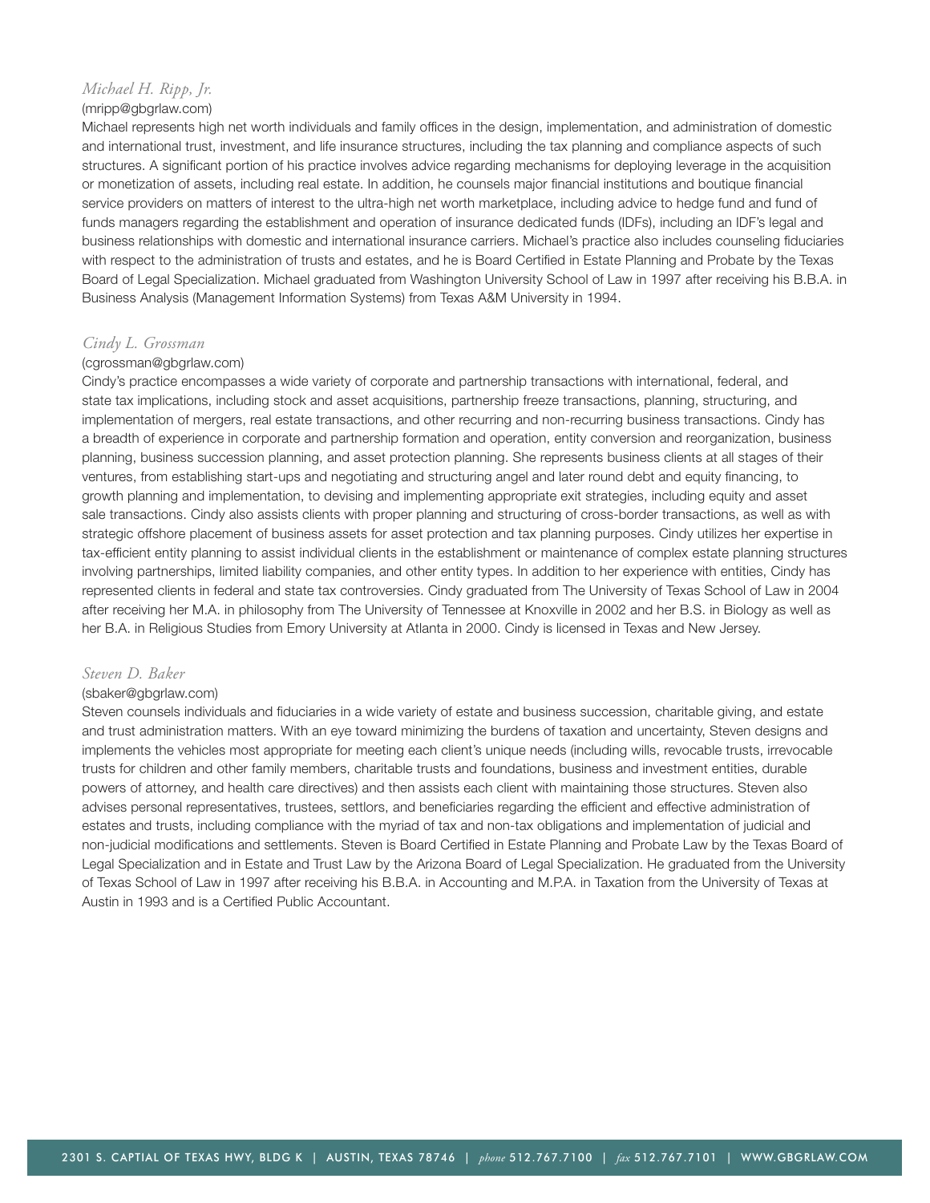### *Michael H. Ripp, Jr.*

(mripp@gbgrlaw.com)

Michael represents high net worth individuals and family offices in the design, implementation, and administration of domestic and international trust, investment, and life insurance structures, including the tax planning and compliance aspects of such structures. A significant portion of his practice involves advice regarding mechanisms for deploying leverage in the acquisition or monetization of assets, including real estate. In addition, he counsels major financial institutions and boutique financial service providers on matters of interest to the ultra-high net worth marketplace, including advice to hedge fund and fund of funds managers regarding the establishment and operation of insurance dedicated funds (IDFs), including an IDF's legal and business relationships with domestic and international insurance carriers. Michael's practice also includes counseling fiduciaries with respect to the administration of trusts and estates, and he is Board Certified in Estate Planning and Probate by the Texas Board of Legal Specialization. Michael graduated from Washington University School of Law in 1997 after receiving his B.B.A. in Business Analysis (Management Information Systems) from Texas A&M University in 1994.

### *Cindy L. Grossman*

(cgrossman@gbgrlaw.com)

Cindy's practice encompasses a wide variety of corporate and partnership transactions with international, federal, and state tax implications, including stock and asset acquisitions, partnership freeze transactions, planning, structuring, and implementation of mergers, real estate transactions, and other recurring and non-recurring business transactions. Cindy has a breadth of experience in corporate and partnership formation and operation, entity conversion and reorganization, business planning, business succession planning, and asset protection planning. She represents business clients at all stages of their ventures, from establishing start-ups and negotiating and structuring angel and later round debt and equity financing, to growth planning and implementation, to devising and implementing appropriate exit strategies, including equity and asset sale transactions. Cindy also assists clients with proper planning and structuring of cross-border transactions, as well as with strategic offshore placement of business assets for asset protection and tax planning purposes. Cindy utilizes her expertise in tax-efficient entity planning to assist individual clients in the establishment or maintenance of complex estate planning structures involving partnerships, limited liability companies, and other entity types. In addition to her experience with entities, Cindy has represented clients in federal and state tax controversies. Cindy graduated from The University of Texas School of Law in 2004 after receiving her M.A. in philosophy from The University of Tennessee at Knoxville in 2002 and her B.S. in Biology as well as her B.A. in Religious Studies from Emory University at Atlanta in 2000. Cindy is licensed in Texas and New Jersey.

### *Steven D. Baker*

(sbaker@gbgrlaw.com)

Steven counsels individuals and fiduciaries in a wide variety of estate and business succession, charitable giving, and estate and trust administration matters. With an eye toward minimizing the burdens of taxation and uncertainty, Steven designs and implements the vehicles most appropriate for meeting each client's unique needs (including wills, revocable trusts, irrevocable trusts for children and other family members, charitable trusts and foundations, business and investment entities, durable powers of attorney, and health care directives) and then assists each client with maintaining those structures. Steven also advises personal representatives, trustees, settlors, and beneficiaries regarding the efficient and effective administration of estates and trusts, including compliance with the myriad of tax and non-tax obligations and implementation of judicial and non-judicial modifications and settlements. Steven is Board Certified in Estate Planning and Probate Law by the Texas Board of Legal Specialization and in Estate and Trust Law by the Arizona Board of Legal Specialization. He graduated from the University of Texas School of Law in 1997 after receiving his B.B.A. in Accounting and M.P.A. in Taxation from the University of Texas at Austin in 1993 and is a Certified Public Accountant.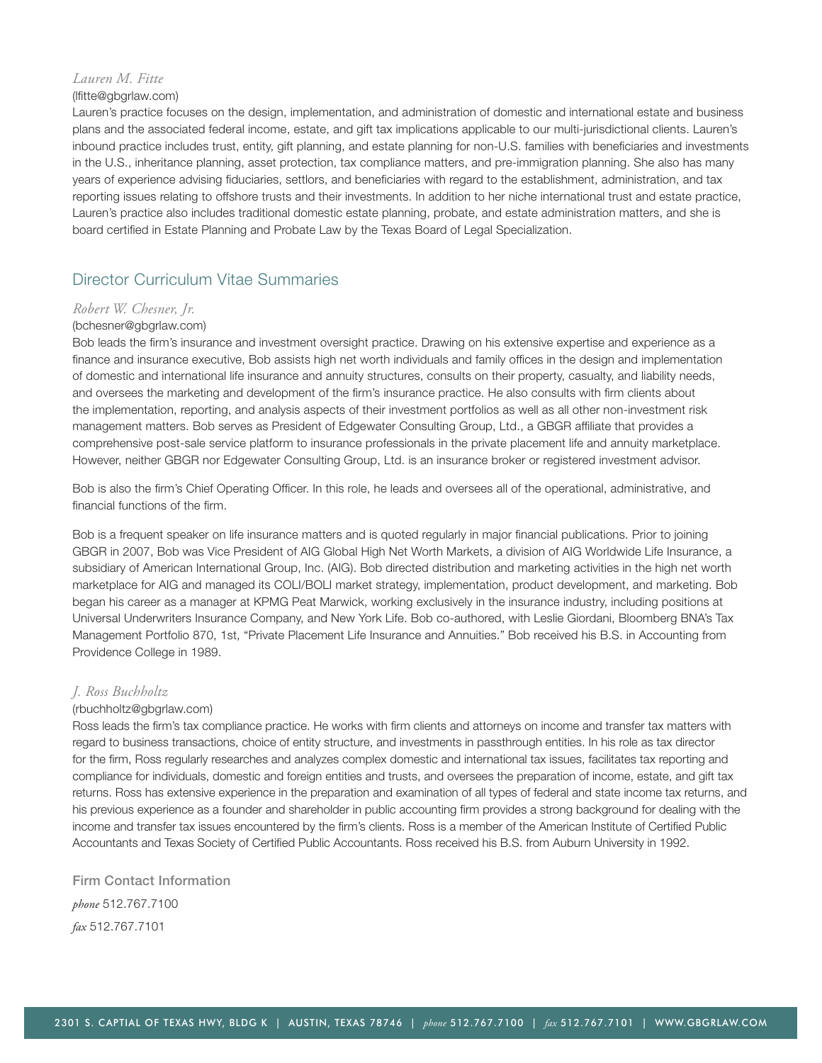*Lauren M. Fitte*

(lfitte@gbgrlaw.com)

Lauren's practice focuses on the design, implementation, and administration of domestic and international estate and business plans and the associated federal income, estate, and gift tax implications applicable to our multi-jurisdictional clients. Lauren's inbound practice includes trust, entity, gift planning, and estate planning for non-U.S. families with beneficiaries and investments in the U.S., inheritance planning, asset protection, tax compliance matters, and pre-immigration planning. She also has many years of experience advising fiduciaries, settlors, and beneficiaries with regard to the establishment, administration, and tax reporting issues relating to offshore trusts and their investments. In addition to her niche international trust and estate practice, Lauren's practice also includes traditional domestic estate planning, probate, and estate administration matters, and she is board certified in Estate Planning and Probate Law by the Texas Board of Legal Specialization.

## Director Curriculum Vitae Summaries

*Robert W. Chesner, Jr.*

(bchesner@gbgrlaw.com)

Bob leads the firm's insurance and investment oversight practice. Drawing on his extensive expertise and experience as a finance and insurance executive, Bob assists high net worth individuals and family offices in the design and implementation of domestic and international life insurance and annuity structures, consults on their property, casualty, and liability needs, and oversees the marketing and development of the firm's insurance practice. He also consults with firm clients about the implementation, reporting, and analysis aspects of their investment portfolios as well as all other non-investment risk management matters. Bob serves as President of Edgewater Consulting Group, Ltd., a GBGR affiliate that provides a comprehensive post-sale service platform to insurance professionals in the private placement life and annuity marketplace. However, neither GBGR nor Edgewater Consulting Group, Ltd. is an insurance broker or registered investment advisor.

Bob is also the firm's Chief Operating Officer. In this role, he leads and oversees all of the operational, administrative, and financial functions of the firm.

Bob is a frequent speaker on life insurance matters and is quoted regularly in major financial publications. Prior to joining GBGR in 2007, Bob was Vice President of AIG Global High Net Worth Markets, a division of AIG Worldwide Life Insurance, a subsidiary of American International Group, Inc. (AIG). Bob directed distribution and marketing activities in the high net worth marketplace for AIG and managed its COLI/BOLI market strategy, implementation, product development, and marketing. Bob began his career as a manager at KPMG Peat Marwick, working exclusively in the insurance industry, including positions at Universal Underwriters Insurance Company, and New York Life. Bob co-authored, with Leslie Giordani, Bloomberg BNA's Tax Management Portfolio 870, 1st, "Private Placement Life Insurance and Annuities." Bob received his B.S. in Accounting from Providence College in 1989.

*J. Ross Buchholtz*

(rbuchholtz@gbgrlaw.com)

Ross leads the firm's tax compliance practice. He works with firm clients and attorneys on income and transfer tax matters with regard to business transactions, choice of entity structure, and investments in passthrough entities. In his role as tax director for the firm, Ross regularly researches and analyzes complex domestic and international tax issues, facilitates tax reporting and compliance for individuals, domestic and foreign entities and trusts, and oversees the preparation of income, estate, and gift tax returns. Ross has extensive experience in the preparation and examination of all types of federal and state income tax returns, and his previous experience as a founder and shareholder in public accounting firm provides a strong background for dealing with the income and transfer tax issues encountered by the firm's clients. Ross is a member of the American Institute of Certified Public Accountants and Texas Society of Certified Public Accountants. Ross received his B.S. from Auburn University in 1992.

### Firm Contact Information

*phone* 512.767.7100

*fax* 512.767.7101

2301 S. CAPTIAL OF TEXAS HWY, BLDG K | AUSTIN, TEXAS 78746 | *phone* 512.767.7100 | *fax* 512.767.7101 | WWW.GBGRLAW.COM